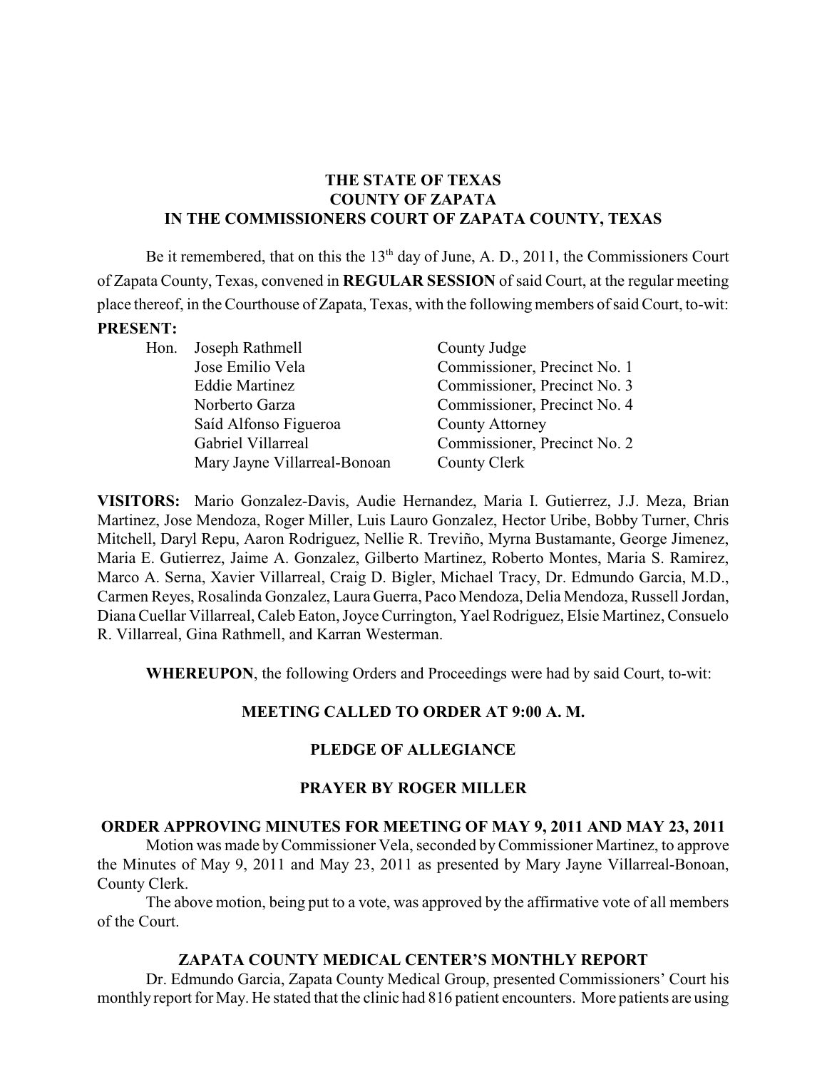**THE STATE OF TEXAS**
**COUNTY OF ZAPATA**
**IN THE COMMISSIONERS COURT OF ZAPATA COUNTY, TEXAS**

Be it remembered, that on this the 13th day of June, A. D., 2011, the Commissioners Court of Zapata County, Texas, convened in **REGULAR SESSION** of said Court, at the regular meeting place thereof, in the Courthouse of Zapata, Texas, with the following members of said Court, to-wit:

**PRESENT:**

| | | |
|---|---|---|
| Hon. | Joseph Rathmell | County Judge |
| | Jose Emilio Vela | Commissioner, Precinct No. 1 |
| | Eddie Martinez | Commissioner, Precinct No. 3 |
| | Norberto Garza | Commissioner, Precinct No. 4 |
| | Saíd Alfonso Figueroa | County Attorney |
| | Gabriel Villarreal | Commissioner, Precinct No. 2 |
| | Mary Jayne Villarreal-Bonoan | County Clerk |

**VISITORS:** Mario Gonzalez-Davis, Audie Hernandez, Maria I. Gutierrez, J.J. Meza, Brian Martinez, Jose Mendoza, Roger Miller, Luis Lauro Gonzalez, Hector Uribe, Bobby Turner, Chris Mitchell, Daryl Repu, Aaron Rodriguez, Nellie R. Treviño, Myrna Bustamante, George Jimenez, Maria E. Gutierrez, Jaime A. Gonzalez, Gilberto Martinez, Roberto Montes, Maria S. Ramirez, Marco A. Serna, Xavier Villarreal, Craig D. Bigler, Michael Tracy, Dr. Edmundo Garcia, M.D., Carmen Reyes, Rosalinda Gonzalez, Laura Guerra, Paco Mendoza, Delia Mendoza, Russell Jordan, Diana Cuellar Villarreal, Caleb Eaton, Joyce Currington, Yael Rodriguez, Elsie Martinez, Consuelo R. Villarreal, Gina Rathmell, and Karran Westerman.

**WHEREUPON**, the following Orders and Proceedings were had by said Court, to-wit:

**MEETING CALLED TO ORDER AT 9:00 A. M.**

**PLEDGE OF ALLEGIANCE**

**PRAYER BY ROGER MILLER**

**ORDER APPROVING MINUTES FOR MEETING OF MAY 9, 2011 AND MAY 23, 2011**

Motion was made by Commissioner Vela, seconded by Commissioner Martinez, to approve the Minutes of May 9, 2011 and May 23, 2011 as presented by Mary Jayne Villarreal-Bonoan, County Clerk.

The above motion, being put to a vote, was approved by the affirmative vote of all members of the Court.

**ZAPATA COUNTY MEDICAL CENTER'S MONTHLY REPORT**

Dr. Edmundo Garcia, Zapata County Medical Group, presented Commissioners' Court his monthly report for May. He stated that the clinic had 816 patient encounters. More patients are using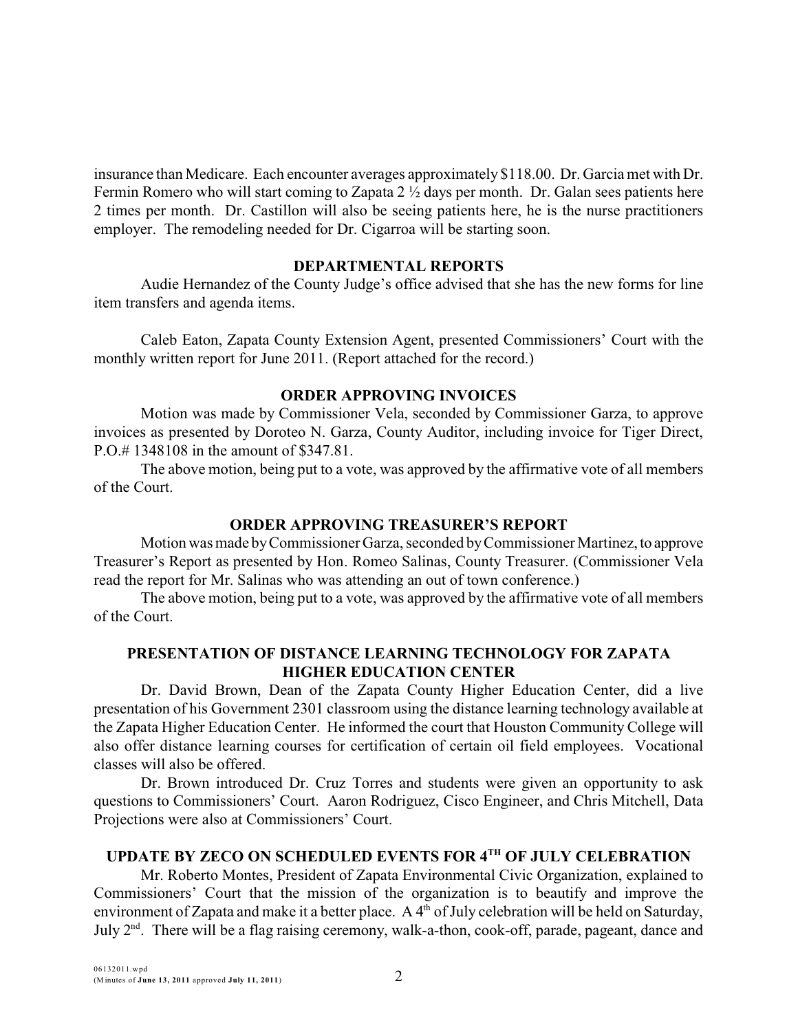insurance than Medicare. Each encounter averages approximately $118.00. Dr. Garcia met with Dr. Fermin Romero who will start coming to Zapata 2 ½ days per month. Dr. Galan sees patients here 2 times per month. Dr. Castillon will also be seeing patients here, he is the nurse practitioners employer. The remodeling needed for Dr. Cigarroa will be starting soon.

## DEPARTMENTAL REPORTS

Audie Hernandez of the County Judge's office advised that she has the new forms for line item transfers and agenda items.

Caleb Eaton, Zapata County Extension Agent, presented Commissioners' Court with the monthly written report for June 2011. (Report attached for the record.)

## ORDER APPROVING INVOICES

Motion was made by Commissioner Vela, seconded by Commissioner Garza, to approve invoices as presented by Doroteo N. Garza, County Auditor, including invoice for Tiger Direct, P.O.# 1348108 in the amount of $347.81.

The above motion, being put to a vote, was approved by the affirmative vote of all members of the Court.

## ORDER APPROVING TREASURER'S REPORT

Motion was made by Commissioner Garza, seconded by Commissioner Martinez, to approve Treasurer's Report as presented by Hon. Romeo Salinas, County Treasurer. (Commissioner Vela read the report for Mr. Salinas who was attending an out of town conference.)

The above motion, being put to a vote, was approved by the affirmative vote of all members of the Court.

## PRESENTATION OF DISTANCE LEARNING TECHNOLOGY FOR ZAPATA HIGHER EDUCATION CENTER

Dr. David Brown, Dean of the Zapata County Higher Education Center, did a live presentation of his Government 2301 classroom using the distance learning technology available at the Zapata Higher Education Center. He informed the court that Houston Community College will also offer distance learning courses for certification of certain oil field employees. Vocational classes will also be offered.

Dr. Brown introduced Dr. Cruz Torres and students were given an opportunity to ask questions to Commissioners' Court. Aaron Rodriguez, Cisco Engineer, and Chris Mitchell, Data Projections were also at Commissioners' Court.

## UPDATE BY ZECO ON SCHEDULED EVENTS FOR 4TH OF JULY CELEBRATION

Mr. Roberto Montes, President of Zapata Environmental Civic Organization, explained to Commissioners' Court that the mission of the organization is to beautify and improve the environment of Zapata and make it a better place. A 4th of July celebration will be held on Saturday, July 2nd. There will be a flag raising ceremony, walk-a-thon, cook-off, parade, pageant, dance and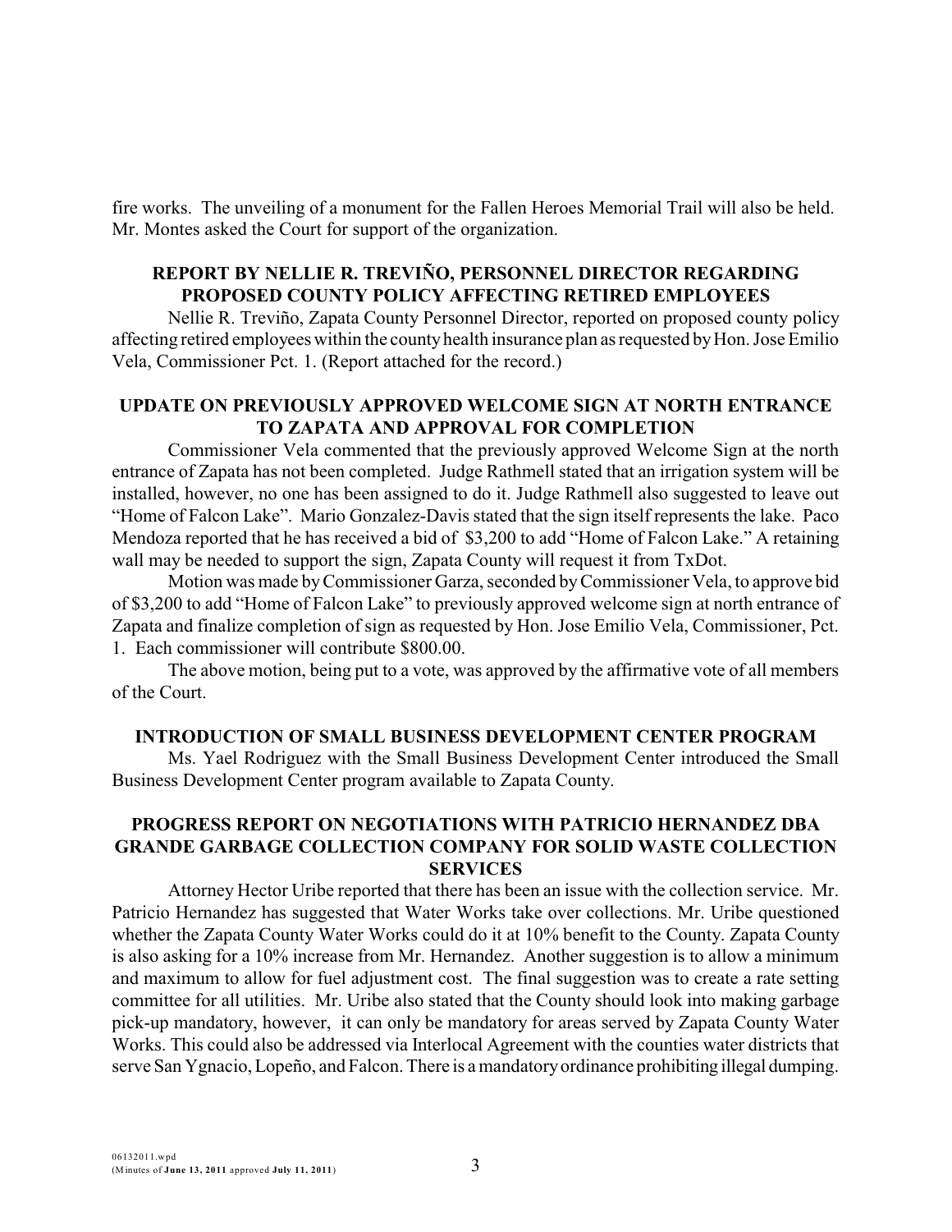fire works. The unveiling of a monument for the Fallen Heroes Memorial Trail will also be held. Mr. Montes asked the Court for support of the organization.

## REPORT BY NELLIE R. TREVIÑO, PERSONNEL DIRECTOR REGARDING PROPOSED COUNTY POLICY AFFECTING RETIRED EMPLOYEES

Nellie R. Treviño, Zapata County Personnel Director, reported on proposed county policy affecting retired employees within the county health insurance plan as requested by Hon. Jose Emilio Vela, Commissioner Pct. 1. (Report attached for the record.)

## UPDATE ON PREVIOUSLY APPROVED WELCOME SIGN AT NORTH ENTRANCE TO ZAPATA AND APPROVAL FOR COMPLETION

Commissioner Vela commented that the previously approved Welcome Sign at the north entrance of Zapata has not been completed. Judge Rathmell stated that an irrigation system will be installed, however, no one has been assigned to do it. Judge Rathmell also suggested to leave out "Home of Falcon Lake". Mario Gonzalez-Davis stated that the sign itself represents the lake. Paco Mendoza reported that he has received a bid of $3,200 to add "Home of Falcon Lake." A retaining wall may be needed to support the sign, Zapata County will request it from TxDot.

Motion was made by Commissioner Garza, seconded by Commissioner Vela, to approve bid of $3,200 to add "Home of Falcon Lake" to previously approved welcome sign at north entrance of Zapata and finalize completion of sign as requested by Hon. Jose Emilio Vela, Commissioner, Pct. 1. Each commissioner will contribute $800.00.

The above motion, being put to a vote, was approved by the affirmative vote of all members of the Court.

## INTRODUCTION OF SMALL BUSINESS DEVELOPMENT CENTER PROGRAM

Ms. Yael Rodriguez with the Small Business Development Center introduced the Small Business Development Center program available to Zapata County.

## PROGRESS REPORT ON NEGOTIATIONS WITH PATRICIO HERNANDEZ DBA GRANDE GARBAGE COLLECTION COMPANY FOR SOLID WASTE COLLECTION SERVICES

Attorney Hector Uribe reported that there has been an issue with the collection service. Mr. Patricio Hernandez has suggested that Water Works take over collections. Mr. Uribe questioned whether the Zapata County Water Works could do it at 10% benefit to the County. Zapata County is also asking for a 10% increase from Mr. Hernandez. Another suggestion is to allow a minimum and maximum to allow for fuel adjustment cost. The final suggestion was to create a rate setting committee for all utilities. Mr. Uribe also stated that the County should look into making garbage pick-up mandatory, however, it can only be mandatory for areas served by Zapata County Water Works. This could also be addressed via Interlocal Agreement with the counties water districts that serve San Ygnacio, Lopeño, and Falcon. There is a mandatory ordinance prohibiting illegal dumping.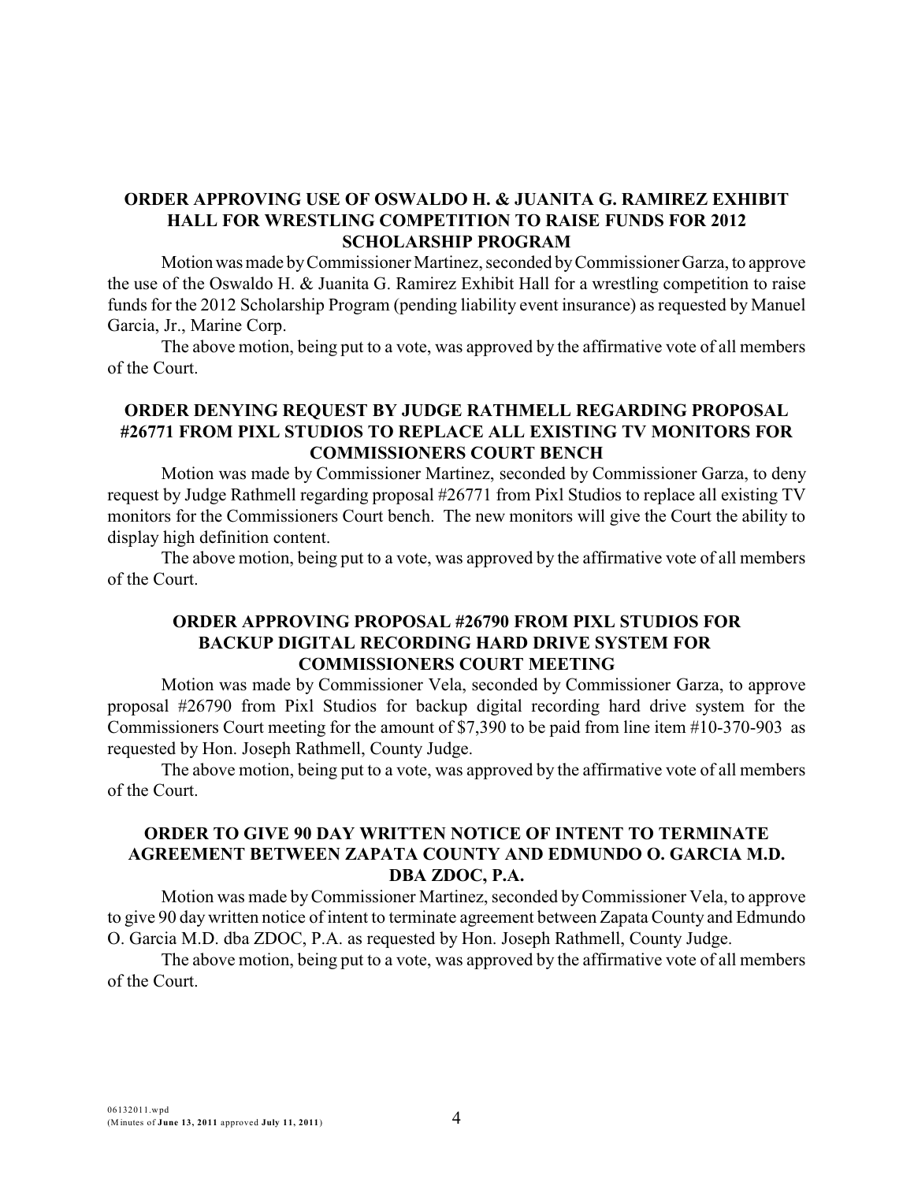### ORDER APPROVING USE OF OSWALDO H. & JUANITA G. RAMIREZ EXHIBIT HALL FOR WRESTLING COMPETITION TO RAISE FUNDS FOR 2012 SCHOLARSHIP PROGRAM

Motion was made by Commissioner Martinez, seconded by Commissioner Garza, to approve the use of the Oswaldo H. & Juanita G. Ramirez Exhibit Hall for a wrestling competition to raise funds for the 2012 Scholarship Program (pending liability event insurance) as requested by Manuel Garcia, Jr., Marine Corp.

The above motion, being put to a vote, was approved by the affirmative vote of all members of the Court.

### ORDER DENYING REQUEST BY JUDGE RATHMELL REGARDING PROPOSAL #26771 FROM PIXL STUDIOS TO REPLACE ALL EXISTING TV MONITORS FOR COMMISSIONERS COURT BENCH

Motion was made by Commissioner Martinez, seconded by Commissioner Garza, to deny request by Judge Rathmell regarding proposal #26771 from Pixl Studios to replace all existing TV monitors for the Commissioners Court bench. The new monitors will give the Court the ability to display high definition content.

The above motion, being put to a vote, was approved by the affirmative vote of all members of the Court.

### ORDER APPROVING PROPOSAL #26790 FROM PIXL STUDIOS FOR BACKUP DIGITAL RECORDING HARD DRIVE SYSTEM FOR COMMISSIONERS COURT MEETING

Motion was made by Commissioner Vela, seconded by Commissioner Garza, to approve proposal #26790 from Pixl Studios for backup digital recording hard drive system for the Commissioners Court meeting for the amount of $7,390 to be paid from line item #10-370-903 as requested by Hon. Joseph Rathmell, County Judge.

The above motion, being put to a vote, was approved by the affirmative vote of all members of the Court.

### ORDER TO GIVE 90 DAY WRITTEN NOTICE OF INTENT TO TERMINATE AGREEMENT BETWEEN ZAPATA COUNTY AND EDMUNDO O. GARCIA M.D. DBA ZDOC, P.A.

Motion was made by Commissioner Martinez, seconded by Commissioner Vela, to approve to give 90 day written notice of intent to terminate agreement between Zapata County and Edmundo O. Garcia M.D. dba ZDOC, P.A. as requested by Hon. Joseph Rathmell, County Judge.

The above motion, being put to a vote, was approved by the affirmative vote of all members of the Court.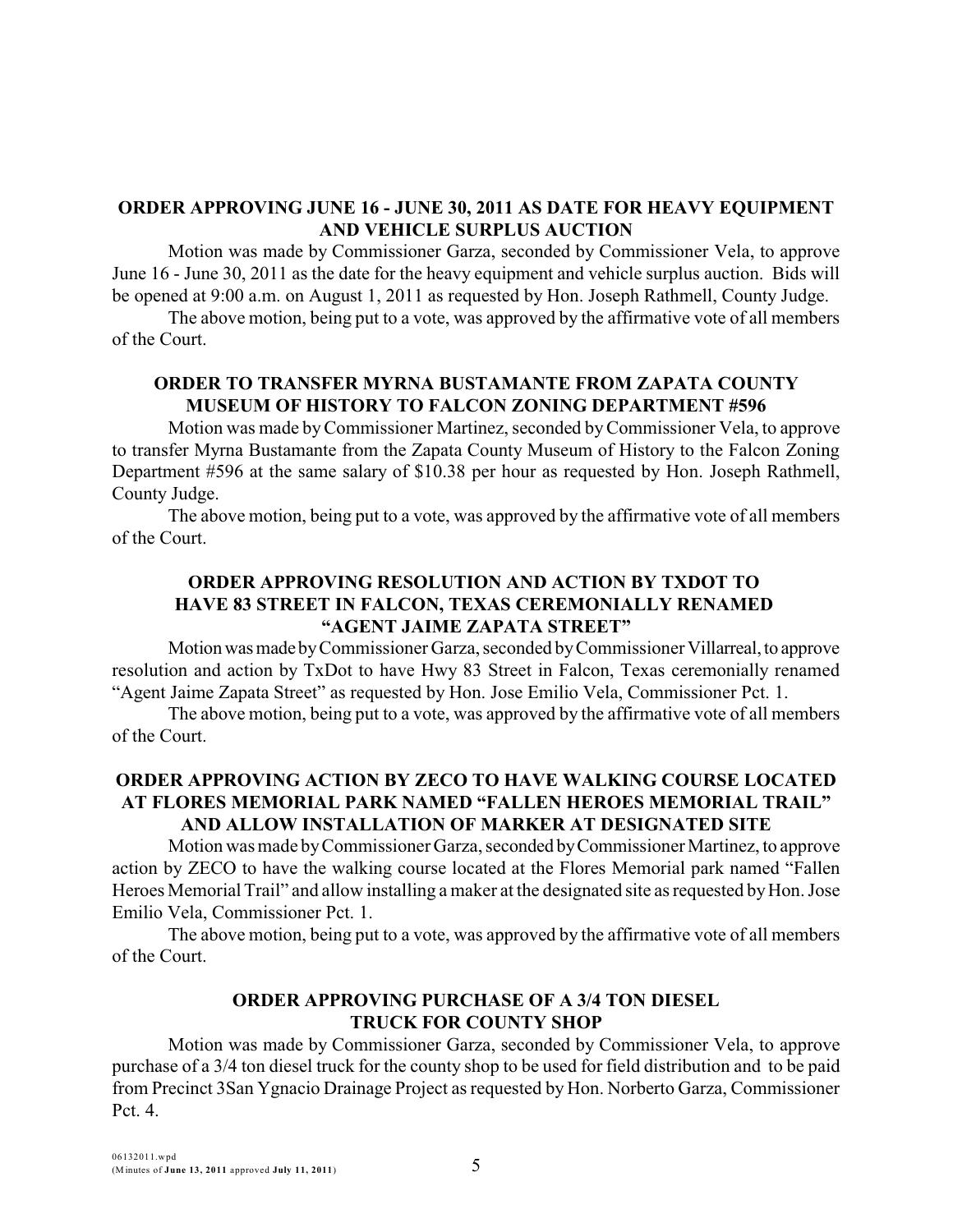**ORDER APPROVING JUNE 16 - JUNE 30, 2011 AS DATE FOR HEAVY EQUIPMENT AND VEHICLE SURPLUS AUCTION**

Motion was made by Commissioner Garza, seconded by Commissioner Vela, to approve June 16 - June 30, 2011 as the date for the heavy equipment and vehicle surplus auction. Bids will be opened at 9:00 a.m. on August 1, 2011 as requested by Hon. Joseph Rathmell, County Judge.

The above motion, being put to a vote, was approved by the affirmative vote of all members of the Court.

**ORDER TO TRANSFER MYRNA BUSTAMANTE FROM ZAPATA COUNTY MUSEUM OF HISTORY TO FALCON ZONING DEPARTMENT #596**

Motion was made by Commissioner Martinez, seconded by Commissioner Vela, to approve to transfer Myrna Bustamante from the Zapata County Museum of History to the Falcon Zoning Department #596 at the same salary of $10.38 per hour as requested by Hon. Joseph Rathmell, County Judge.

The above motion, being put to a vote, was approved by the affirmative vote of all members of the Court.

**ORDER APPROVING RESOLUTION AND ACTION BY TXDOT TO HAVE 83 STREET IN FALCON, TEXAS CEREMONIALLY RENAMED "AGENT JAIME ZAPATA STREET"**

Motion was made by Commissioner Garza, seconded by Commissioner Villarreal, to approve resolution and action by TxDot to have Hwy 83 Street in Falcon, Texas ceremonially renamed "Agent Jaime Zapata Street" as requested by Hon. Jose Emilio Vela, Commissioner Pct. 1.

The above motion, being put to a vote, was approved by the affirmative vote of all members of the Court.

**ORDER APPROVING ACTION BY ZECO TO HAVE WALKING COURSE LOCATED AT FLORES MEMORIAL PARK NAMED "FALLEN HEROES MEMORIAL TRAIL" AND ALLOW INSTALLATION OF MARKER AT DESIGNATED SITE**

Motion was made by Commissioner Garza, seconded by Commissioner Martinez, to approve action by ZECO to have the walking course located at the Flores Memorial park named "Fallen Heroes Memorial Trail" and allow installing a maker at the designated site as requested by Hon. Jose Emilio Vela, Commissioner Pct. 1.

The above motion, being put to a vote, was approved by the affirmative vote of all members of the Court.

**ORDER APPROVING PURCHASE OF A 3/4 TON DIESEL TRUCK FOR COUNTY SHOP**

Motion was made by Commissioner Garza, seconded by Commissioner Vela, to approve purchase of a 3/4 ton diesel truck for the county shop to be used for field distribution and to be paid from Precinct 3San Ygnacio Drainage Project as requested by Hon. Norberto Garza, Commissioner Pct. 4.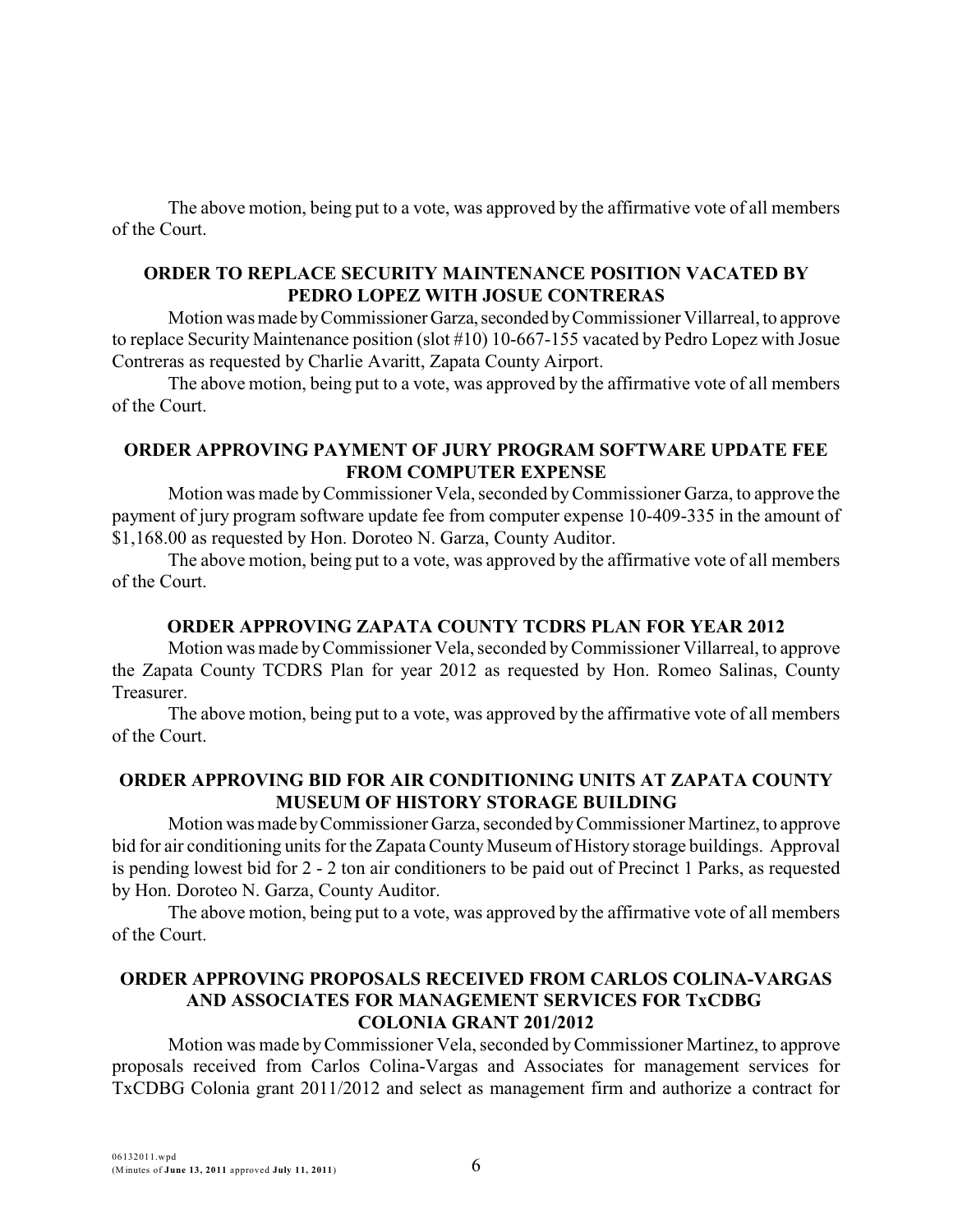The above motion, being put to a vote, was approved by the affirmative vote of all members of the Court.

**ORDER TO REPLACE SECURITY MAINTENANCE POSITION VACATED BY PEDRO LOPEZ WITH JOSUE CONTRERAS**

Motion was made by Commissioner Garza, seconded by Commissioner Villarreal, to approve to replace Security Maintenance position (slot #10) 10-667-155 vacated by Pedro Lopez with Josue Contreras as requested by Charlie Avaritt, Zapata County Airport.

The above motion, being put to a vote, was approved by the affirmative vote of all members of the Court.

**ORDER APPROVING PAYMENT OF JURY PROGRAM SOFTWARE UPDATE FEE FROM COMPUTER EXPENSE**

Motion was made by Commissioner Vela, seconded by Commissioner Garza, to approve the payment of jury program software update fee from computer expense 10-409-335 in the amount of $1,168.00 as requested by Hon. Doroteo N. Garza, County Auditor.

The above motion, being put to a vote, was approved by the affirmative vote of all members of the Court.

**ORDER APPROVING ZAPATA COUNTY TCDRS PLAN FOR YEAR 2012**

Motion was made by Commissioner Vela, seconded by Commissioner Villarreal, to approve the Zapata County TCDRS Plan for year 2012 as requested by Hon. Romeo Salinas, County Treasurer.

The above motion, being put to a vote, was approved by the affirmative vote of all members of the Court.

**ORDER APPROVING BID FOR AIR CONDITIONING UNITS AT ZAPATA COUNTY MUSEUM OF HISTORY STORAGE BUILDING**

Motion was made by Commissioner Garza, seconded by Commissioner Martinez, to approve bid for air conditioning units for the Zapata County Museum of History storage buildings. Approval is pending lowest bid for 2 - 2 ton air conditioners to be paid out of Precinct 1 Parks, as requested by Hon. Doroteo N. Garza, County Auditor.

The above motion, being put to a vote, was approved by the affirmative vote of all members of the Court.

**ORDER APPROVING PROPOSALS RECEIVED FROM CARLOS COLINA-VARGAS AND ASSOCIATES FOR MANAGEMENT SERVICES FOR TxCDBG COLONIA GRANT 201/2012**

Motion was made by Commissioner Vela, seconded by Commissioner Martinez, to approve proposals received from Carlos Colina-Vargas and Associates for management services for TxCDBG Colonia grant 2011/2012 and select as management firm and authorize a contract for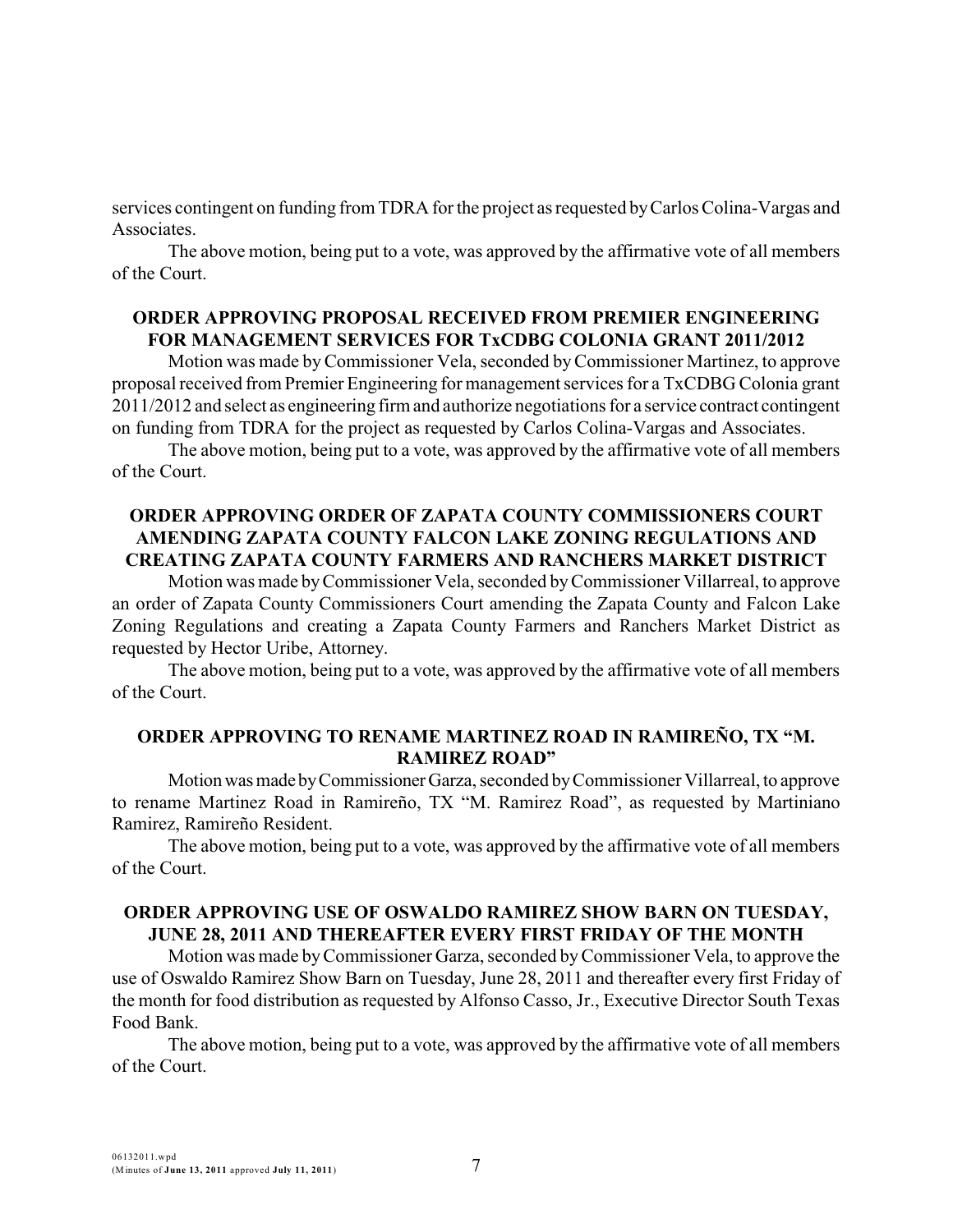services contingent on funding from TDRA for the project as requested by Carlos Colina-Vargas and Associates.

The above motion, being put to a vote, was approved by the affirmative vote of all members of the Court.

## ORDER APPROVING PROPOSAL RECEIVED FROM PREMIER ENGINEERING FOR MANAGEMENT SERVICES FOR TxCDBG COLONIA GRANT 2011/2012

Motion was made by Commissioner Vela, seconded by Commissioner Martinez, to approve proposal received from Premier Engineering for management services for a TxCDBG Colonia grant 2011/2012 and select as engineering firm and authorize negotiations for a service contract contingent on funding from TDRA for the project as requested by Carlos Colina-Vargas and Associates.

The above motion, being put to a vote, was approved by the affirmative vote of all members of the Court.

## ORDER APPROVING ORDER OF ZAPATA COUNTY COMMISSIONERS COURT AMENDING ZAPATA COUNTY FALCON LAKE ZONING REGULATIONS AND CREATING ZAPATA COUNTY FARMERS AND RANCHERS MARKET DISTRICT

Motion was made by Commissioner Vela, seconded by Commissioner Villarreal, to approve an order of Zapata County Commissioners Court amending the Zapata County and Falcon Lake Zoning Regulations and creating a Zapata County Farmers and Ranchers Market District as requested by Hector Uribe, Attorney.

The above motion, being put to a vote, was approved by the affirmative vote of all members of the Court.

## ORDER APPROVING TO RENAME MARTINEZ ROAD IN RAMIREÑO, TX "M. RAMIREZ ROAD"

Motion was made by Commissioner Garza, seconded by Commissioner Villarreal, to approve to rename Martinez Road in Ramireño, TX "M. Ramirez Road", as requested by Martiniano Ramirez, Ramireño Resident.

The above motion, being put to a vote, was approved by the affirmative vote of all members of the Court.

## ORDER APPROVING USE OF OSWALDO RAMIREZ SHOW BARN ON TUESDAY, JUNE 28, 2011 AND THEREAFTER EVERY FIRST FRIDAY OF THE MONTH

Motion was made by Commissioner Garza, seconded by Commissioner Vela, to approve the use of Oswaldo Ramirez Show Barn on Tuesday, June 28, 2011 and thereafter every first Friday of the month for food distribution as requested by Alfonso Casso, Jr., Executive Director South Texas Food Bank.

The above motion, being put to a vote, was approved by the affirmative vote of all members of the Court.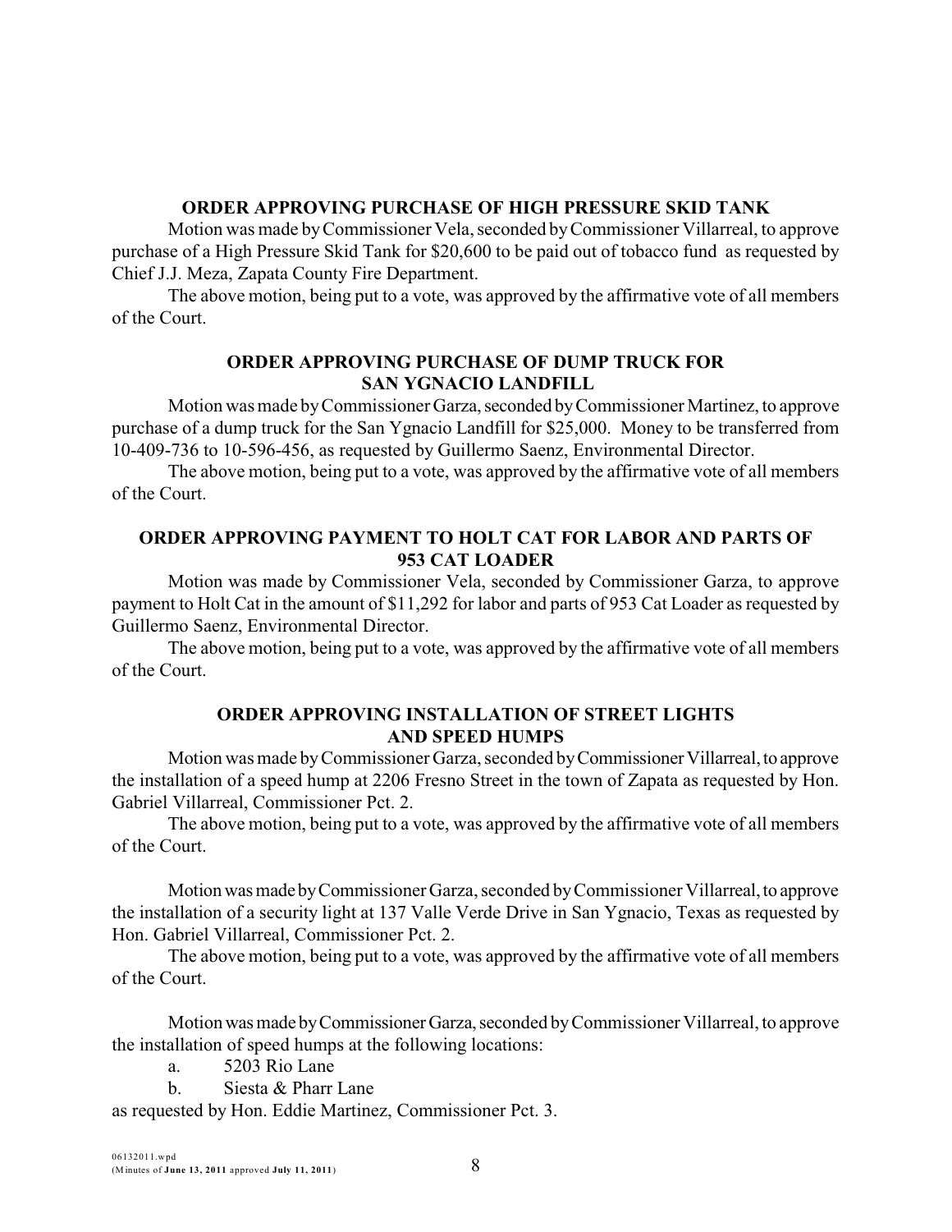**ORDER APPROVING PURCHASE OF HIGH PRESSURE SKID TANK**

Motion was made by Commissioner Vela, seconded by Commissioner Villarreal, to approve purchase of a High Pressure Skid Tank for $20,600 to be paid out of tobacco fund as requested by Chief J.J. Meza, Zapata County Fire Department.

The above motion, being put to a vote, was approved by the affirmative vote of all members of the Court.

**ORDER APPROVING PURCHASE OF DUMP TRUCK FOR SAN YGNACIO LANDFILL**

Motion was made by Commissioner Garza, seconded by Commissioner Martinez, to approve purchase of a dump truck for the San Ygnacio Landfill for $25,000. Money to be transferred from 10-409-736 to 10-596-456, as requested by Guillermo Saenz, Environmental Director.

The above motion, being put to a vote, was approved by the affirmative vote of all members of the Court.

**ORDER APPROVING PAYMENT TO HOLT CAT FOR LABOR AND PARTS OF 953 CAT LOADER**

Motion was made by Commissioner Vela, seconded by Commissioner Garza, to approve payment to Holt Cat in the amount of $11,292 for labor and parts of 953 Cat Loader as requested by Guillermo Saenz, Environmental Director.

The above motion, being put to a vote, was approved by the affirmative vote of all members of the Court.

**ORDER APPROVING INSTALLATION OF STREET LIGHTS AND SPEED HUMPS**

Motion was made by Commissioner Garza, seconded by Commissioner Villarreal, to approve the installation of a speed hump at 2206 Fresno Street in the town of Zapata as requested by Hon. Gabriel Villarreal, Commissioner Pct. 2.

The above motion, being put to a vote, was approved by the affirmative vote of all members of the Court.

Motion was made by Commissioner Garza, seconded by Commissioner Villarreal, to approve the installation of a security light at 137 Valle Verde Drive in San Ygnacio, Texas as requested by Hon. Gabriel Villarreal, Commissioner Pct. 2.

The above motion, being put to a vote, was approved by the affirmative vote of all members of the Court.

Motion was made by Commissioner Garza, seconded by Commissioner Villarreal, to approve the installation of speed humps at the following locations:

a. 5203 Rio Lane

b. Siesta & Pharr Lane

as requested by Hon. Eddie Martinez, Commissioner Pct. 3.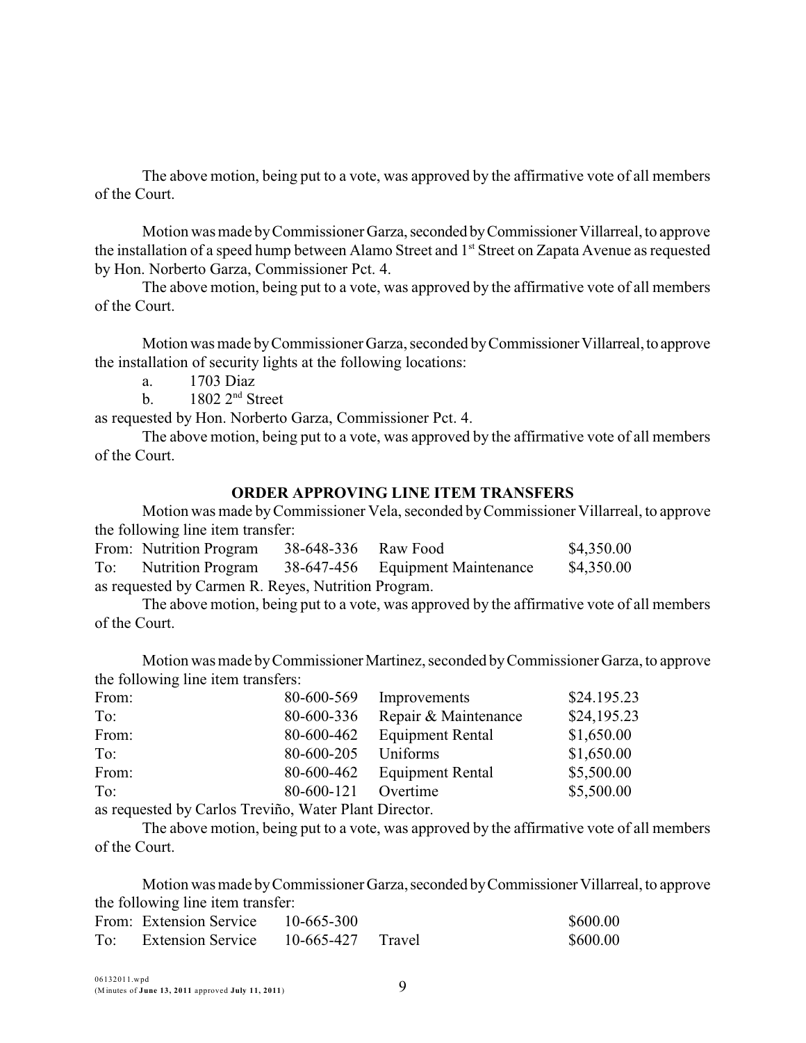The above motion, being put to a vote, was approved by the affirmative vote of all members of the Court.

Motion was made by Commissioner Garza, seconded by Commissioner Villarreal, to approve the installation of a speed hump between Alamo Street and 1st Street on Zapata Avenue as requested by Hon. Norberto Garza, Commissioner Pct. 4.

The above motion, being put to a vote, was approved by the affirmative vote of all members of the Court.

Motion was made by Commissioner Garza, seconded by Commissioner Villarreal, to approve the installation of security lights at the following locations:

a. 1703 Diaz
b. 1802 2nd Street

as requested by Hon. Norberto Garza, Commissioner Pct. 4.

The above motion, being put to a vote, was approved by the affirmative vote of all members of the Court.

**ORDER APPROVING LINE ITEM TRANSFERS**

Motion was made by Commissioner Vela, seconded by Commissioner Villarreal, to approve the following line item transfer:

| | | | | |
|---|---|---|---|---|
| From: | Nutrition Program | 38-648-336 | Raw Food | \$4,350.00 |
| To: | Nutrition Program | 38-647-456 | Equipment Maintenance | \$4,350.00 |

as requested by Carmen R. Reyes, Nutrition Program.

The above motion, being put to a vote, was approved by the affirmative vote of all members of the Court.

Motion was made by Commissioner Martinez, seconded by Commissioner Garza, to approve the following line item transfers:

| | | | |
|---|---|---|---|
| From: | 80-600-569 | Improvements | \$24.195.23 |
| To: | 80-600-336 | Repair & Maintenance | \$24,195.23 |
| From: | 80-600-462 | Equipment Rental | \$1,650.00 |
| To: | 80-600-205 | Uniforms | \$1,650.00 |
| From: | 80-600-462 | Equipment Rental | \$5,500.00 |
| To: | 80-600-121 | Overtime | \$5,500.00 |

as requested by Carlos Treviño, Water Plant Director.

The above motion, being put to a vote, was approved by the affirmative vote of all members of the Court.

Motion was made by Commissioner Garza, seconded by Commissioner Villarreal, to approve the following line item transfer:

| | | | | |
|---|---|---|---|---|
| From: | Extension Service | 10-665-300 | | \$600.00 |
| To: | Extension Service | 10-665-427 | Travel | \$600.00 |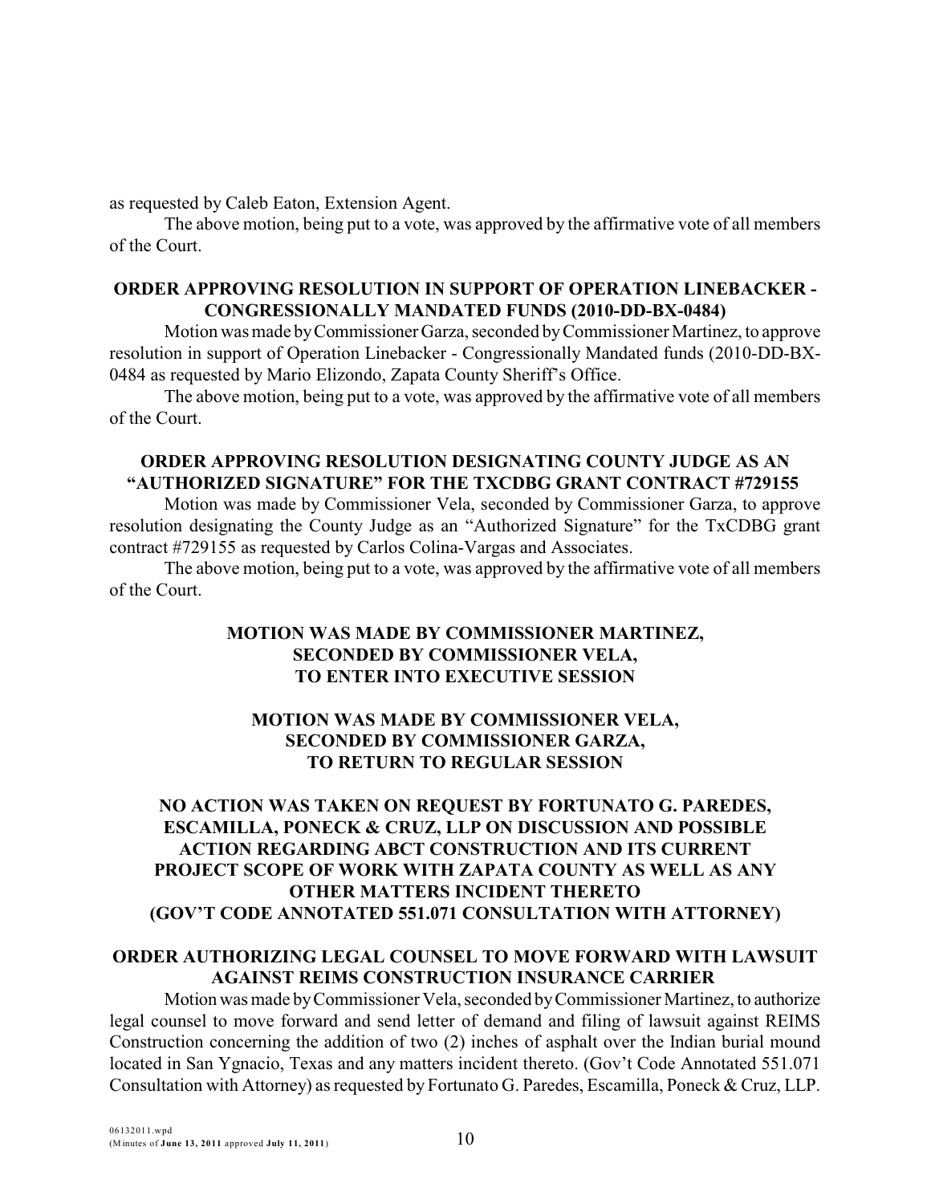as requested by Caleb Eaton, Extension Agent.

The above motion, being put to a vote, was approved by the affirmative vote of all members of the Court.

**ORDER APPROVING RESOLUTION IN SUPPORT OF OPERATION LINEBACKER - CONGRESSIONALLY MANDATED FUNDS (2010-DD-BX-0484)**

Motion was made by Commissioner Garza, seconded by Commissioner Martinez, to approve resolution in support of Operation Linebacker - Congressionally Mandated funds (2010-DD-BX-0484 as requested by Mario Elizondo, Zapata County Sheriff's Office.

The above motion, being put to a vote, was approved by the affirmative vote of all members of the Court.

**ORDER APPROVING RESOLUTION DESIGNATING COUNTY JUDGE AS AN "AUTHORIZED SIGNATURE" FOR THE TXCDBG GRANT CONTRACT #729155**

Motion was made by Commissioner Vela, seconded by Commissioner Garza, to approve resolution designating the County Judge as an "Authorized Signature" for the TxCDBG grant contract #729155 as requested by Carlos Colina-Vargas and Associates.

The above motion, being put to a vote, was approved by the affirmative vote of all members of the Court.

**MOTION WAS MADE BY COMMISSIONER MARTINEZ, SECONDED BY COMMISSIONER VELA, TO ENTER INTO EXECUTIVE SESSION**

**MOTION WAS MADE BY COMMISSIONER VELA, SECONDED BY COMMISSIONER GARZA, TO RETURN TO REGULAR SESSION**

**NO ACTION WAS TAKEN ON REQUEST BY FORTUNATO G. PAREDES, ESCAMILLA, PONECK & CRUZ, LLP ON DISCUSSION AND POSSIBLE ACTION REGARDING ABCT CONSTRUCTION AND ITS CURRENT PROJECT SCOPE OF WORK WITH ZAPATA COUNTY AS WELL AS ANY OTHER MATTERS INCIDENT THERETO (GOV'T CODE ANNOTATED 551.071 CONSULTATION WITH ATTORNEY)**

**ORDER AUTHORIZING LEGAL COUNSEL TO MOVE FORWARD WITH LAWSUIT AGAINST REIMS CONSTRUCTION INSURANCE CARRIER**

Motion was made by Commissioner Vela, seconded by Commissioner Martinez, to authorize legal counsel to move forward and send letter of demand and filing of lawsuit against REIMS Construction concerning the addition of two (2) inches of asphalt over the Indian burial mound located in San Ygnacio, Texas and any matters incident thereto. (Gov't Code Annotated 551.071 Consultation with Attorney) as requested by Fortunato G. Paredes, Escamilla, Poneck & Cruz, LLP.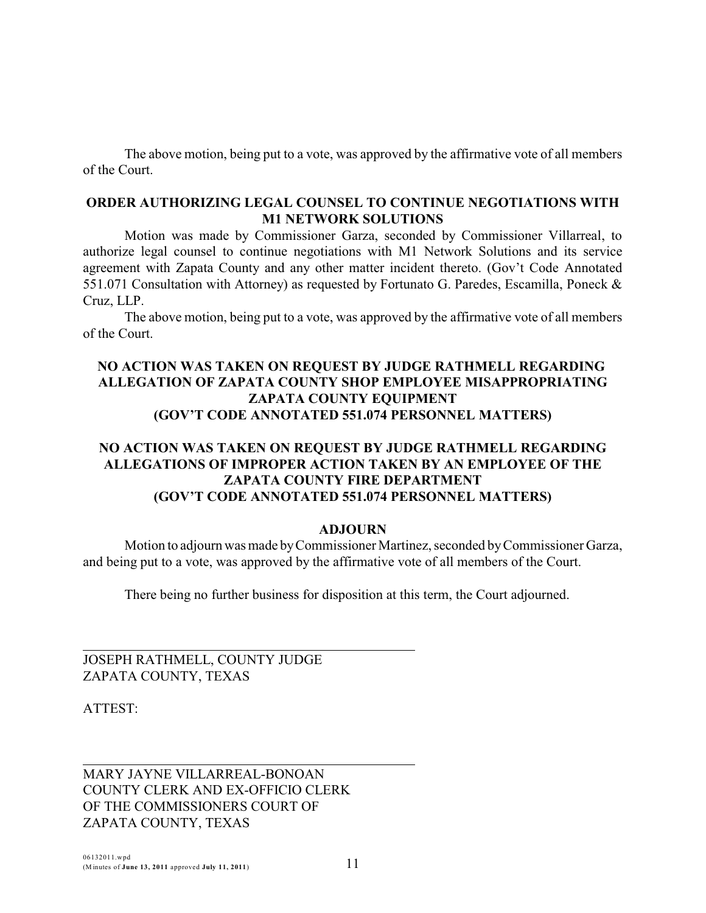The above motion, being put to a vote, was approved by the affirmative vote of all members of the Court.

**ORDER AUTHORIZING LEGAL COUNSEL TO CONTINUE NEGOTIATIONS WITH M1 NETWORK SOLUTIONS**

Motion was made by Commissioner Garza, seconded by Commissioner Villarreal, to authorize legal counsel to continue negotiations with M1 Network Solutions and its service agreement with Zapata County and any other matter incident thereto. (Gov't Code Annotated 551.071 Consultation with Attorney) as requested by Fortunato G. Paredes, Escamilla, Poneck & Cruz, LLP.

The above motion, being put to a vote, was approved by the affirmative vote of all members of the Court.

**NO ACTION WAS TAKEN ON REQUEST BY JUDGE RATHMELL REGARDING ALLEGATION OF ZAPATA COUNTY SHOP EMPLOYEE MISAPPROPRIATING ZAPATA COUNTY EQUIPMENT (GOV'T CODE ANNOTATED 551.074 PERSONNEL MATTERS)**

**NO ACTION WAS TAKEN ON REQUEST BY JUDGE RATHMELL REGARDING ALLEGATIONS OF IMPROPER ACTION TAKEN BY AN EMPLOYEE OF THE ZAPATA COUNTY FIRE DEPARTMENT (GOV'T CODE ANNOTATED 551.074 PERSONNEL MATTERS)**

**ADJOURN**

Motion to adjourn was made by Commissioner Martinez, seconded by Commissioner Garza, and being put to a vote, was approved by the affirmative vote of all members of the Court.

There being no further business for disposition at this term, the Court adjourned.

JOSEPH RATHMELL, COUNTY JUDGE
ZAPATA COUNTY, TEXAS

ATTEST:

MARY JAYNE VILLARREAL-BONOAN
COUNTY CLERK AND EX-OFFICIO CLERK
OF THE COMMISSIONERS COURT OF
ZAPATA COUNTY, TEXAS

06132011.wpd
(Minutes of **June 13, 2011** approved **July 11, 2011**)